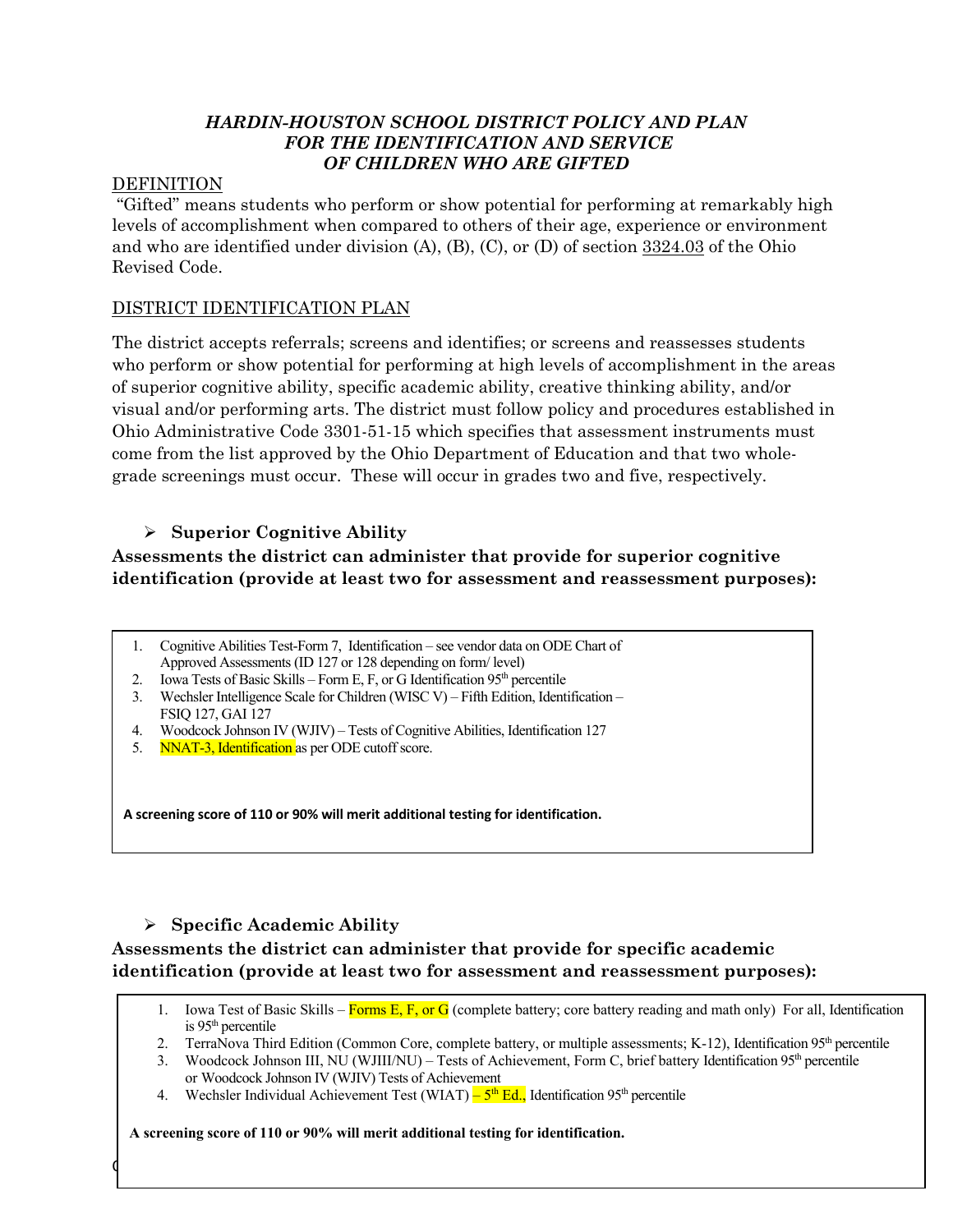# *HARDIN-HOUSTON SCHOOL DISTRICT POLICY AND PLAN FOR THE IDENTIFICATION AND SERVICE OF CHILDREN WHO ARE GIFTED*

## DEFINITION

"Gifted" means students who perform or show potential for performing at remarkably high levels of accomplishment when compared to others of their age, experience or environment and who are identified under division (A), (B), (C), or (D) of section 3324.03 of the Ohio Revised Code.

## DISTRICT IDENTIFICATION PLAN

The district accepts referrals; screens and identifies; or screens and reassesses students who perform or show potential for performing at high levels of accomplishment in the areas of superior cognitive ability, specific academic ability, creative thinking ability, and/or visual and/or performing arts. The district must follow policy and procedures established in Ohio Administrative Code 3301-51-15 which specifies that assessment instruments must come from the list approved by the Ohio Department of Education and that two whole-grade screenings must occur. These will occur in grades two and five, respectively.

- **Superior Cognitive Ability**

**Assessments the district can administer that provide for superior cognitive identification (provide at least two for assessment and reassessment purposes):**

1. Cognitive Abilities Test-Form 7, Identification – see vendor data on ODE Chart of Approved Assessments (ID 127 or 128 depending on form/ level)
2. Iowa Tests of Basic Skills – Form E, F, or G Identification 95th percentile
3. Wechsler Intelligence Scale for Children (WISC V) – Fifth Edition, Identification – FSIQ 127, GAI 127
4. Woodcock Johnson IV (WJIV) – Tests of Cognitive Abilities, Identification 127
5. NNAT-3, Identification as per ODE cutoff score.

**A screening score of 110 or 90% will merit additional testing for identification.**

- **Specific Academic Ability**

**Assessments the district can administer that provide for specific academic identification (provide at least two for assessment and reassessment purposes):**

1. Iowa Test of Basic Skills – Forms E, F, or G (complete battery; core battery reading and math only) For all, Identification is 95th percentile
2. TerraNova Third Edition (Common Core, complete battery, or multiple assessments; K-12), Identification 95th percentile
3. Woodcock Johnson III, NU (WJIII/NU) – Tests of Achievement, Form C, brief battery Identification 95th percentile or Woodcock Johnson IV (WJIV) Tests of Achievement
4. Wechsler Individual Achievement Test (WIAT) – 5th Ed., Identification 95th percentile

**A screening score of 110 or 90% will merit additional testing for identification.**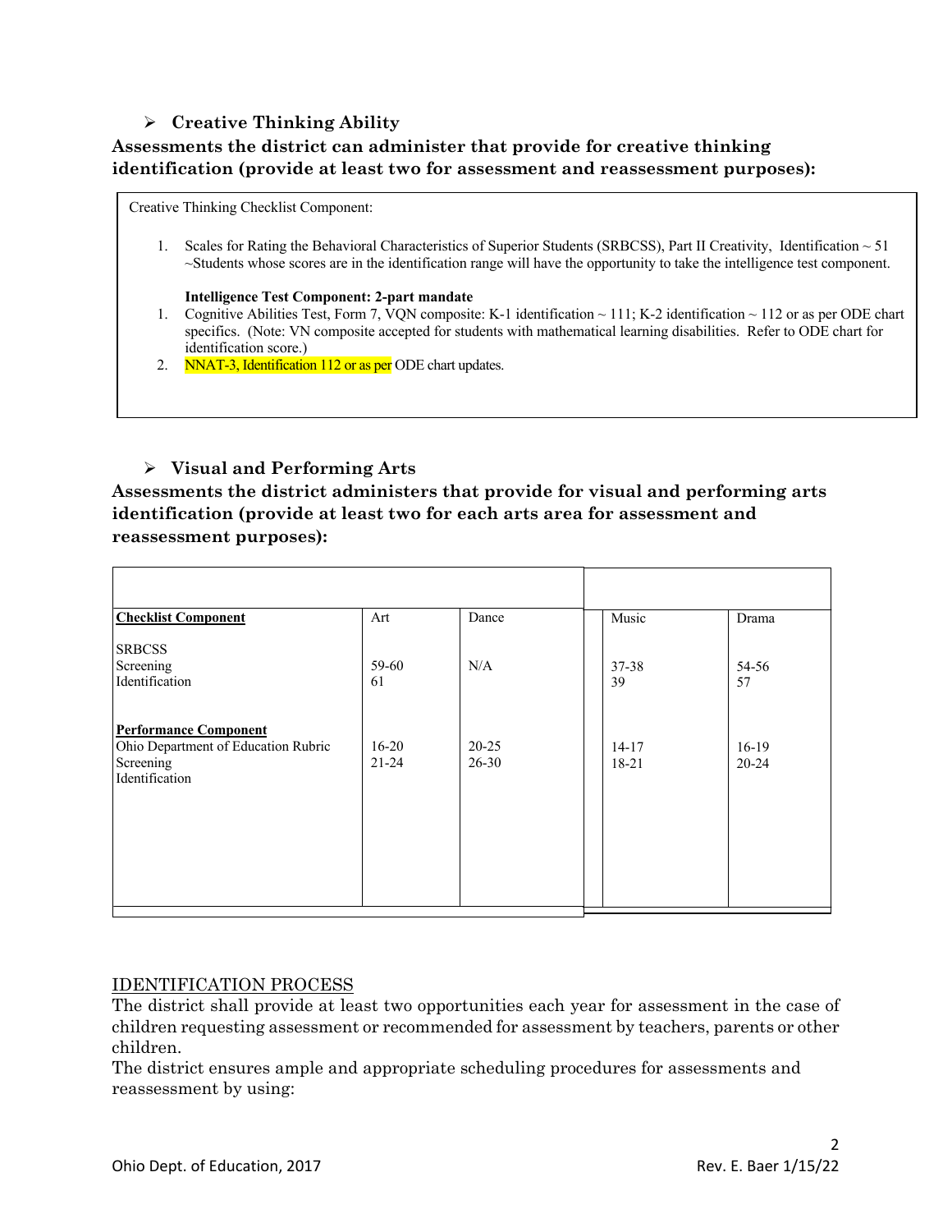- **Creative Thinking Ability**

**Assessments the district can administer that provide for creative thinking identification (provide at least two for assessment and reassessment purposes):**

Creative Thinking Checklist Component:

1. Scales for Rating the Behavioral Characteristics of Superior Students (SRBCSS), Part II Creativity, Identification ~ 51 ~Students whose scores are in the identification range will have the opportunity to take the intelligence test component.

**Intelligence Test Component: 2-part mandate**

1. Cognitive Abilities Test, Form 7, VQN composite: K-1 identification ~ 111; K-2 identification ~ 112 or as per ODE chart specifics. (Note: VN composite accepted for students with mathematical learning disabilities. Refer to ODE chart for identification score.)
2. NNAT-3, Identification 112 or as per ODE chart updates.

- **Visual and Performing Arts**

**Assessments the district administers that provide for visual and performing arts identification (provide at least two for each arts area for assessment and reassessment purposes):**

| **Checklist Component** | Art | Dance | Music | Drama |
|---|---|---|---|---|
| SRBCSS | | | | |
| Screening | 59-60 | N/A | 37-38 | 54-56 |
| Identification | 61 | | 39 | 57 |
| **Performance Component** | | | | |
| Ohio Department of Education Rubric | | | | |
| Screening | 16-20 | 20-25 | 14-17 | 16-19 |
| Identification | 21-24 | 26-30 | 18-21 | 20-24 |

IDENTIFICATION PROCESS

The district shall provide at least two opportunities each year for assessment in the case of children requesting assessment or recommended for assessment by teachers, parents or other children.

The district ensures ample and appropriate scheduling procedures for assessments and reassessment by using: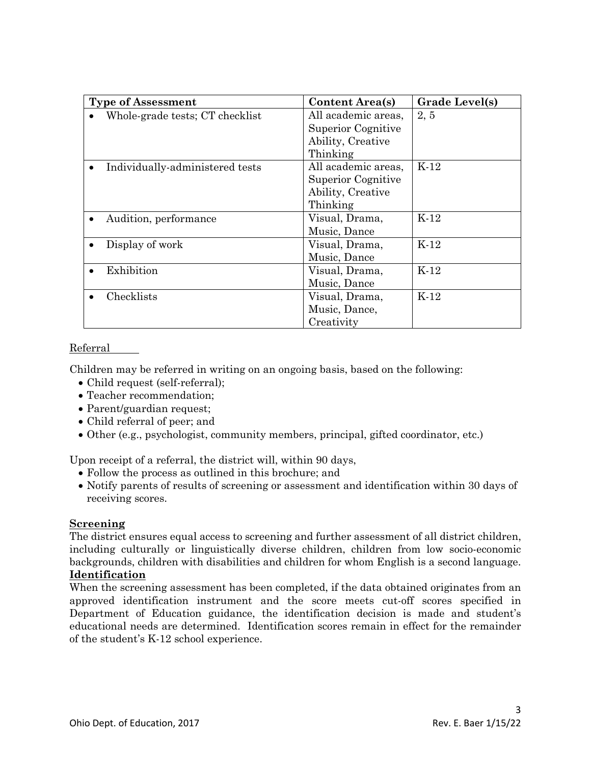| Type of Assessment | Content Area(s) | Grade Level(s) |
|---|---|---|
| • Whole-grade tests; CT checklist | All academic areas, Superior Cognitive Ability, Creative Thinking | 2, 5 |
| • Individually-administered tests | All academic areas, Superior Cognitive Ability, Creative Thinking | K-12 |
| • Audition, performance | Visual, Drama, Music, Dance | K-12 |
| • Display of work | Visual, Drama, Music, Dance | K-12 |
| • Exhibition | Visual, Drama, Music, Dance | K-12 |
| • Checklists | Visual, Drama, Music, Dance, Creativity | K-12 |

Referral

Children may be referred in writing on an ongoing basis, based on the following:

- Child request (self-referral);
- Teacher recommendation;
- Parent/guardian request;
- Child referral of peer; and
- Other (e.g., psychologist, community members, principal, gifted coordinator, etc.)

Upon receipt of a referral, the district will, within 90 days,

- Follow the process as outlined in this brochure; and
- Notify parents of results of screening or assessment and identification within 30 days of receiving scores.

**Screening**

The district ensures equal access to screening and further assessment of all district children, including culturally or linguistically diverse children, children from low socio-economic backgrounds, children with disabilities and children for whom English is a second language.

**Identification**

When the screening assessment has been completed, if the data obtained originates from an approved identification instrument and the score meets cut-off scores specified in Department of Education guidance, the identification decision is made and student's educational needs are determined. Identification scores remain in effect for the remainder of the student's K-12 school experience.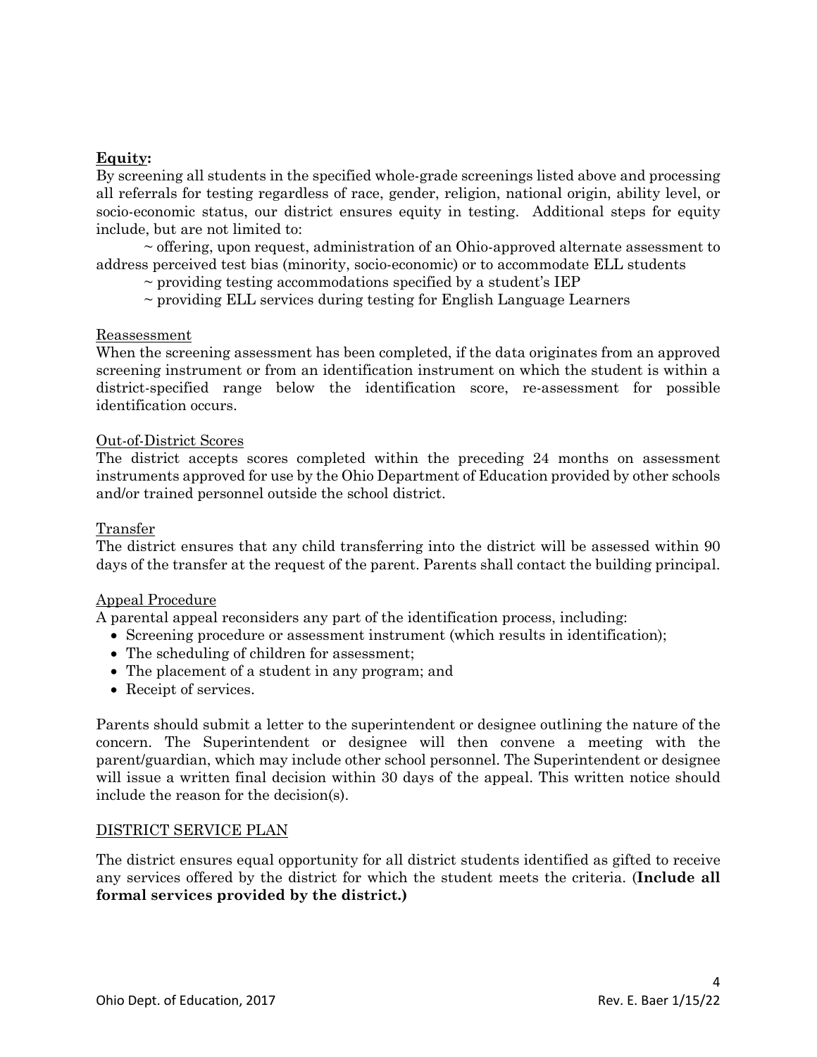**Equity:**

By screening all students in the specified whole-grade screenings listed above and processing all referrals for testing regardless of race, gender, religion, national origin, ability level, or socio-economic status, our district ensures equity in testing. Additional steps for equity include, but are not limited to:

~ offering, upon request, administration of an Ohio-approved alternate assessment to address perceived test bias (minority, socio-economic) or to accommodate ELL students

~ providing testing accommodations specified by a student's IEP

~ providing ELL services during testing for English Language Learners

Reassessment

When the screening assessment has been completed, if the data originates from an approved screening instrument or from an identification instrument on which the student is within a district-specified range below the identification score, re-assessment for possible identification occurs.

Out-of-District Scores

The district accepts scores completed within the preceding 24 months on assessment instruments approved for use by the Ohio Department of Education provided by other schools and/or trained personnel outside the school district.

Transfer

The district ensures that any child transferring into the district will be assessed within 90 days of the transfer at the request of the parent. Parents shall contact the building principal.

Appeal Procedure

A parental appeal reconsiders any part of the identification process, including:

- Screening procedure or assessment instrument (which results in identification);
- The scheduling of children for assessment;
- The placement of a student in any program; and
- Receipt of services.

Parents should submit a letter to the superintendent or designee outlining the nature of the concern. The Superintendent or designee will then convene a meeting with the parent/guardian, which may include other school personnel. The Superintendent or designee will issue a written final decision within 30 days of the appeal. This written notice should include the reason for the decision(s).

DISTRICT SERVICE PLAN

The district ensures equal opportunity for all district students identified as gifted to receive any services offered by the district for which the student meets the criteria. (**Include all formal services provided by the district.)**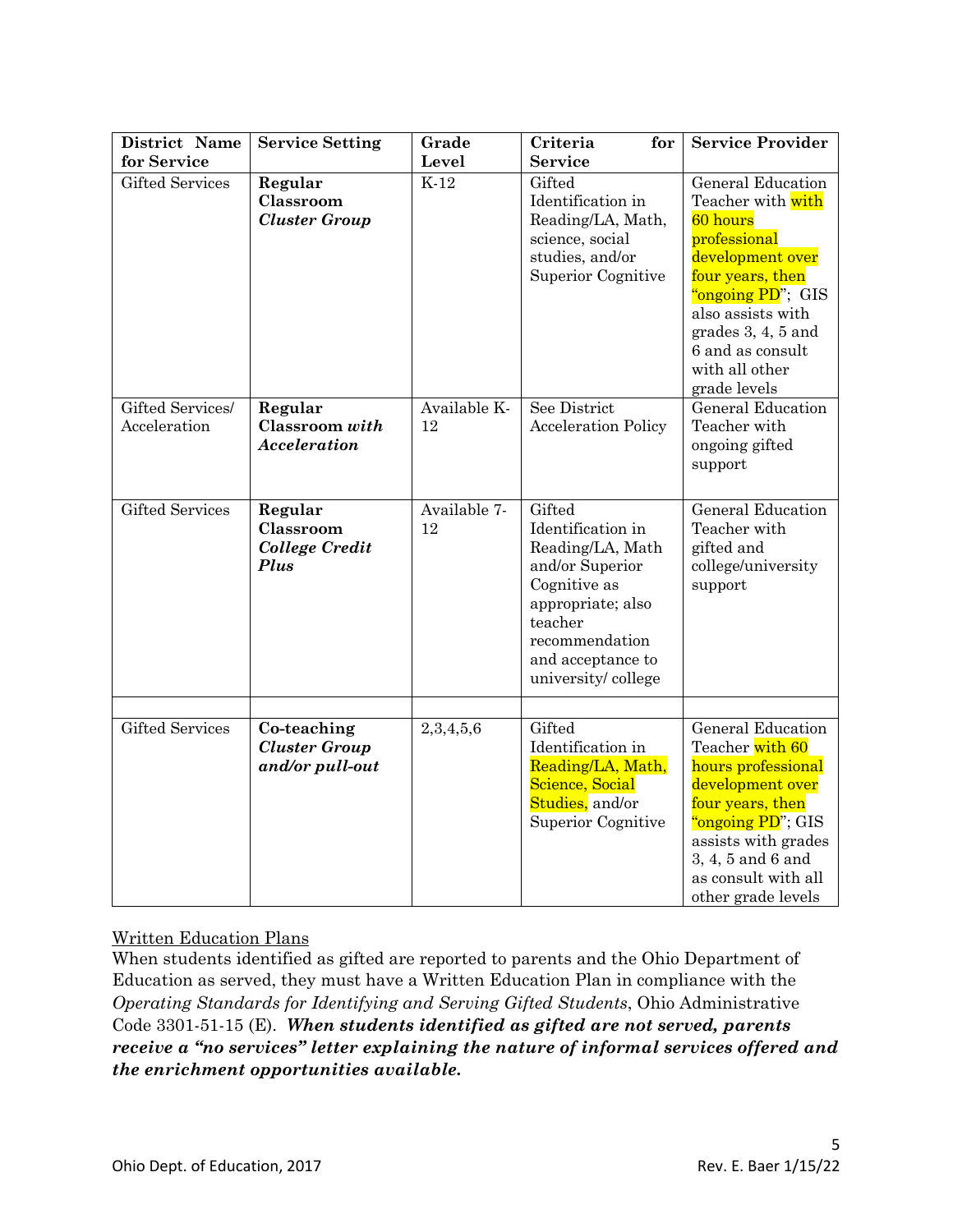| District Name for Service | Service Setting | Grade Level | Criteria for Service | Service Provider |
|---|---|---|---|---|
| Gifted Services | **Regular Classroom** ***Cluster Group*** | K-12 | Gifted Identification in Reading/LA, Math, science, social studies, and/or Superior Cognitive | General Education Teacher with with 60 hours professional development over four years, then "ongoing PD"; GIS also assists with grades 3, 4, 5 and 6 and as consult with all other grade levels |
| Gifted Services/ Acceleration | **Regular Classroom** ***with Acceleration*** | Available K-12 | See District Acceleration Policy | General Education Teacher with ongoing gifted support |
| Gifted Services | **Regular Classroom** ***College Credit Plus*** | Available 7-12 | Gifted Identification in Reading/LA, Math and/or Superior Cognitive as appropriate; also teacher recommendation and acceptance to university/ college | General Education Teacher with gifted and college/university support |
| | | | | |
| Gifted Services | **Co-teaching** ***Cluster Group and/or pull-out*** | 2,3,4,5,6 | Gifted Identification in Reading/LA, Math, Science, Social Studies, and/or Superior Cognitive | General Education Teacher with 60 hours professional development over four years, then "ongoing PD"; GIS assists with grades 3, 4, 5 and 6 and as consult with all other grade levels |

Written Education Plans

When students identified as gifted are reported to parents and the Ohio Department of Education as served, they must have a Written Education Plan in compliance with the *Operating Standards for Identifying and Serving Gifted Students*, Ohio Administrative Code 3301-51-15 (E). ***When students identified as gifted are not served, parents receive a "no services" letter explaining the nature of informal services offered and the enrichment opportunities available.***

Ohio Dept. of Education, 2017 Rev. E. Baer 1/15/22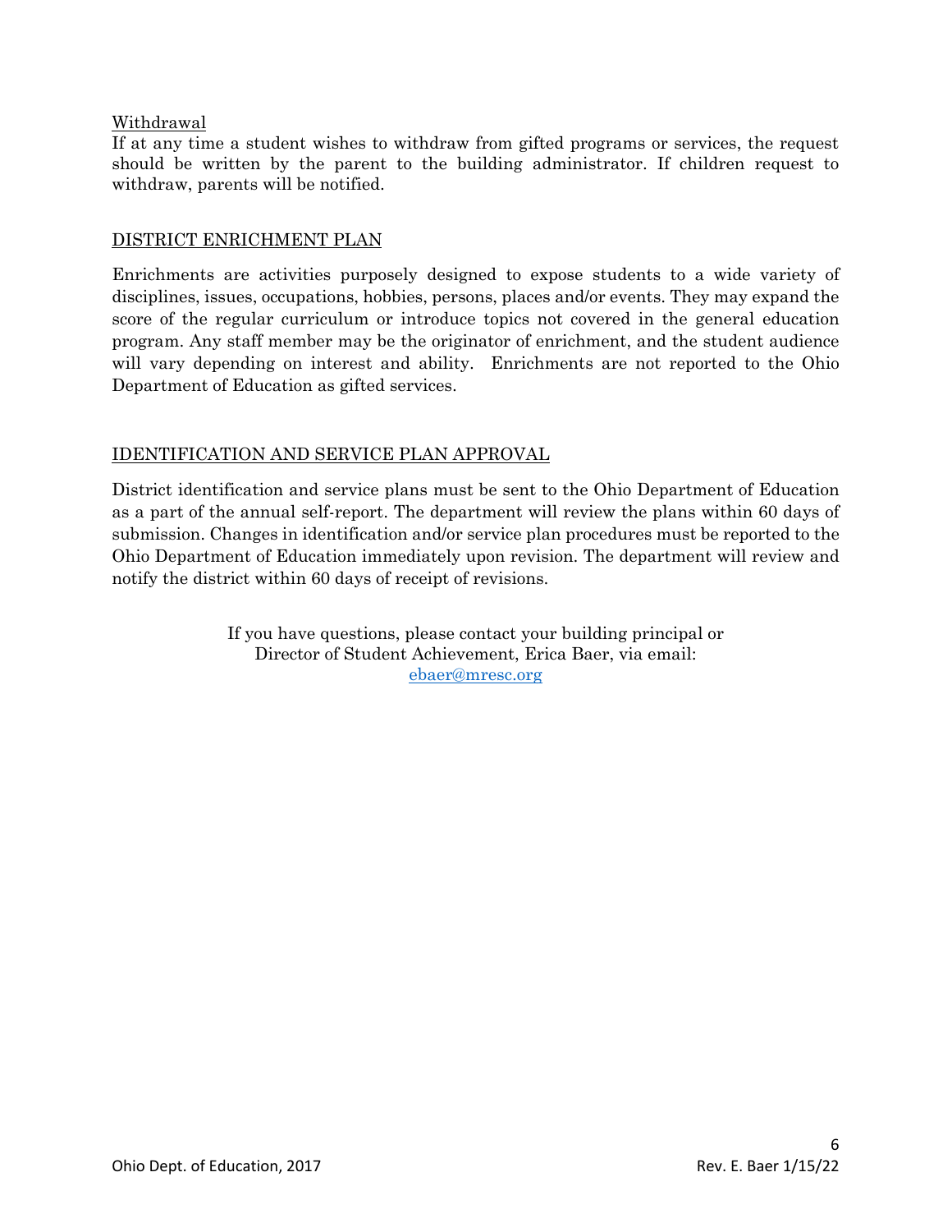Withdrawal

If at any time a student wishes to withdraw from gifted programs or services, the request should be written by the parent to the building administrator. If children request to withdraw, parents will be notified.

## DISTRICT ENRICHMENT PLAN

Enrichments are activities purposely designed to expose students to a wide variety of disciplines, issues, occupations, hobbies, persons, places and/or events. They may expand the score of the regular curriculum or introduce topics not covered in the general education program. Any staff member may be the originator of enrichment, and the student audience will vary depending on interest and ability. Enrichments are not reported to the Ohio Department of Education as gifted services.

## IDENTIFICATION AND SERVICE PLAN APPROVAL

District identification and service plans must be sent to the Ohio Department of Education as a part of the annual self-report. The department will review the plans within 60 days of submission. Changes in identification and/or service plan procedures must be reported to the Ohio Department of Education immediately upon revision. The department will review and notify the district within 60 days of receipt of revisions.

If you have questions, please contact your building principal or
Director of Student Achievement, Erica Baer, via email:
ebaer@mresc.org